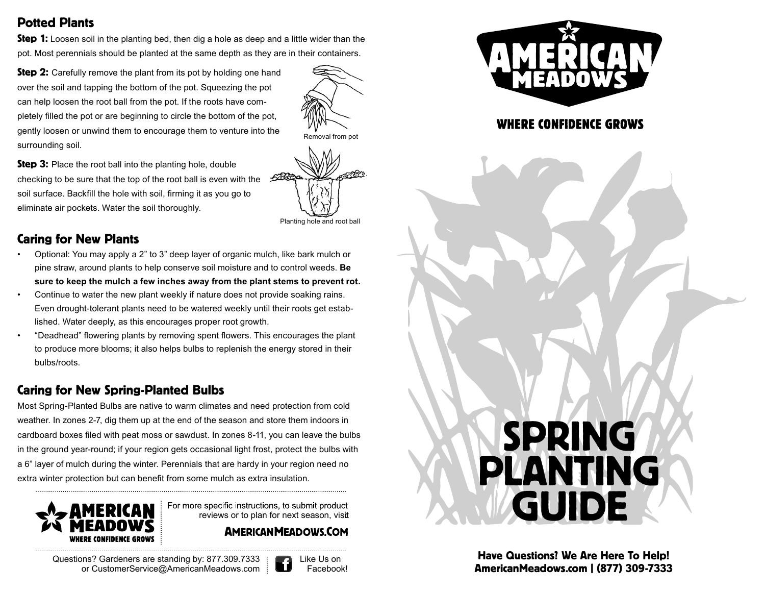## Potted Plants

**Step 1:** Loosen soil in the planting bed, then dig a hole as deep and a little wider than the pot. Most perennials should be planted at the same depth as they are in their containers.

**Step 2:** Carefully remove the plant from its pot by holding one hand over the soil and tapping the bottom of the pot. Squeezing the pot can help loosen the root ball from the pot. If the roots have completely filled the pot or are beginning to circle the bottom of the pot, gently loosen or unwind them to encourage them to venture into the surrounding soil.

Removal from pot

**Step 3:** Place the root ball into the planting hole, double checking to be sure that the top of the root ball is even with the soil surface. Backfill the hole with soil, firming it as you go to eliminate air pockets. Water the soil thoroughly.

Planting hole and root ball

## Caring for New Plants

- Optional: You may apply a 2" to 3" deep layer of organic mulch, like bark mulch or pine straw, around plants to help conserve soil moisture and to control weeds. **Be sure to keep the mulch a few inches away from the plant stems to prevent rot.**
- Continue to water the new plant weekly if nature does not provide soaking rains. Even drought-tolerant plants need to be watered weekly until their roots get established. Water deeply, as this encourages proper root growth.
- "Deadhead" flowering plants by removing spent flowers. This encourages the plant to produce more blooms; it also helps bulbs to replenish the energy stored in their bulbs/roots.

## Caring for New Spring-Planted Bulbs

Most Spring-Planted Bulbs are native to warm climates and need protection from cold weather. In zones 2-7, dig them up at the end of the season and store them indoors in cardboard boxes filed with peat moss or sawdust. In zones 8-11, you can leave the bulbs in the ground year-round; if your region gets occasional light frost, protect the bulbs with a 6" layer of mulch during the winter. Perennials that are hardy in your region need no extra winter protection but can benefit from some mulch as extra insulation.

---

**AMERICAN MEADOWS** — WHERE CONFIDENCE GROWS

For more specific instructions, to submit product reviews or to plan for next season, visit

**AmericanMeadows.Com**

Questions? Gardeners are standing by: 877.309.7333 or CustomerService@AmericanMeadows.com

Like Us on Facebook!

---

**AMERICAN MEADOWS**

WHERE CONFIDENCE GROWS

# SPRING PLANTING GUIDE

**Have Questions? We Are Here To Help!**
**AmericanMeadows.com | (877) 309-7333**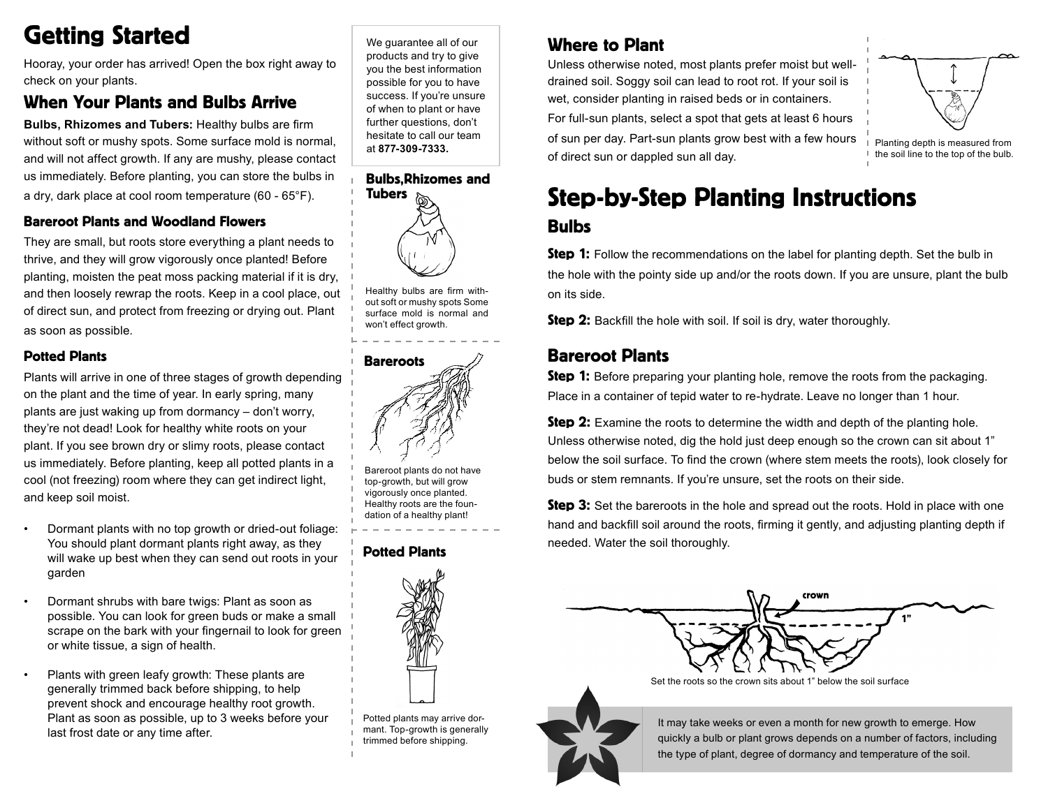# Getting Started

Hooray, your order has arrived! Open the box right away to check on your plants.

## When Your Plants and Bulbs Arrive

**Bulbs, Rhizomes and Tubers:** Healthy bulbs are firm without soft or mushy spots. Some surface mold is normal, and will not affect growth. If any are mushy, please contact us immediately. Before planting, you can store the bulbs in a dry, dark place at cool room temperature (60 - 65°F).

### Bareroot Plants and Woodland Flowers

They are small, but roots store everything a plant needs to thrive, and they will grow vigorously once planted! Before planting, moisten the peat moss packing material if it is dry, and then loosely rewrap the roots. Keep in a cool place, out of direct sun, and protect from freezing or drying out. Plant as soon as possible.

### Potted Plants

Plants will arrive in one of three stages of growth depending on the plant and the time of year. In early spring, many plants are just waking up from dormancy – don't worry, they're not dead! Look for healthy white roots on your plant. If you see brown dry or slimy roots, please contact us immediately. Before planting, keep all potted plants in a cool (not freezing) room where they can get indirect light, and keep soil moist.

- Dormant plants with no top growth or dried-out foliage: You should plant dormant plants right away, as they will wake up best when they can send out roots in your garden
- Dormant shrubs with bare twigs: Plant as soon as possible. You can look for green buds or make a small scrape on the bark with your fingernail to look for green or white tissue, a sign of health.
- Plants with green leafy growth: These plants are generally trimmed back before shipping, to help prevent shock and encourage healthy root growth. Plant as soon as possible, up to 3 weeks before your last frost date or any time after.

We guarantee all of our products and try to give you the best information possible for you to have success. If you're unsure of when to plant or have further questions, don't hesitate to call our team at **877-309-7333.**

### Bulbs,Rhizomes and Tubers

Healthy bulbs are firm without soft or mushy spots Some surface mold is normal and won't effect growth.

### Bareroots

Bareroot plants do not have top-growth, but will grow vigorously once planted. Healthy roots are the foundation of a healthy plant!

### Potted Plants

Potted plants may arrive dormant. Top-growth is generally trimmed before shipping.

## Where to Plant

Unless otherwise noted, most plants prefer moist but well-drained soil. Soggy soil can lead to root rot. If your soil is wet, consider planting in raised beds or in containers.

For full-sun plants, select a spot that gets at least 6 hours of sun per day. Part-sun plants grow best with a few hours of direct sun or dappled sun all day.

Planting depth is measured from the soil line to the top of the bulb.

# Step-by-Step Planting Instructions

## Bulbs

**Step 1:** Follow the recommendations on the label for planting depth. Set the bulb in the hole with the pointy side up and/or the roots down. If you are unsure, plant the bulb on its side.

**Step 2:** Backfill the hole with soil. If soil is dry, water thoroughly.

## Bareroot Plants

**Step 1:** Before preparing your planting hole, remove the roots from the packaging. Place in a container of tepid water to re-hydrate. Leave no longer than 1 hour.

**Step 2:** Examine the roots to determine the width and depth of the planting hole. Unless otherwise noted, dig the hold just deep enough so the crown can sit about 1" below the soil surface. To find the crown (where stem meets the roots), look closely for buds or stem remnants. If you're unsure, set the roots on their side.

**Step 3:** Set the bareroots in the hole and spread out the roots. Hold in place with one hand and backfill soil around the roots, firming it gently, and adjusting planting depth if needed. Water the soil thoroughly.

crown

1"

Set the roots so the crown sits about 1" below the soil surface

It may take weeks or even a month for new growth to emerge. How quickly a bulb or plant grows depends on a number of factors, including the type of plant, degree of dormancy and temperature of the soil.